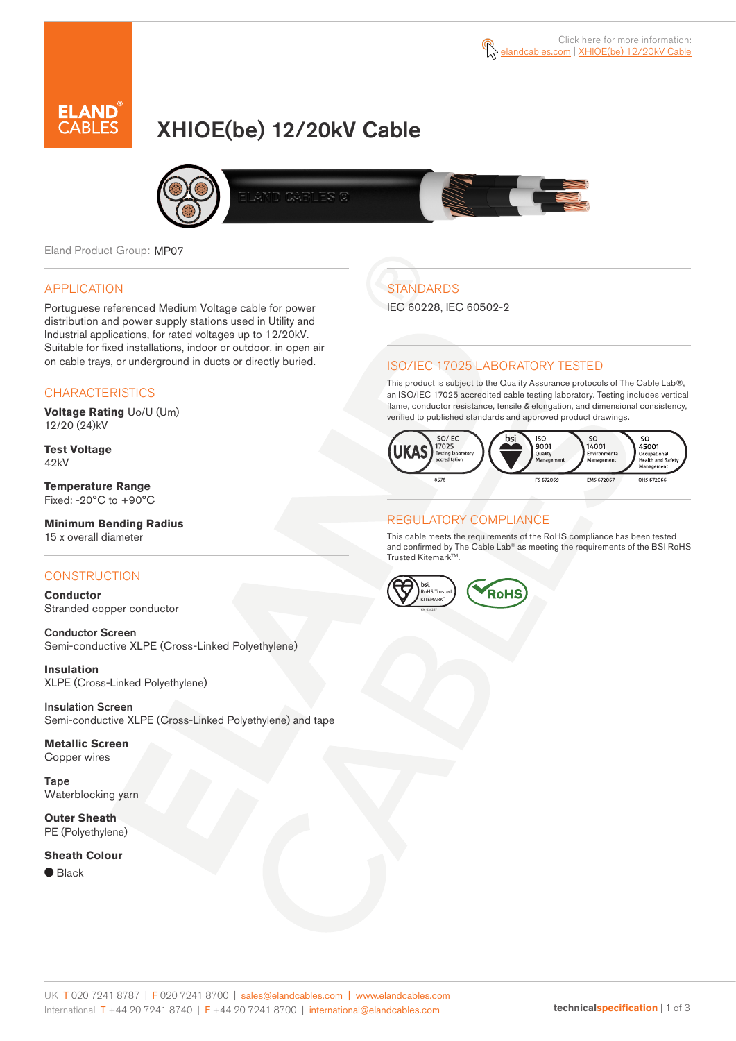Click here for more information: elandcables.com | XHIOE(be) 12/20kV Cable

# XHIOE(be) 12/20kV Cable

Eland Product Group: MP07

## APPLICATION

Portuguese referenced Medium Voltage cable for power distribution and power supply stations used in Utility and Industrial applications, for rated voltages up to 12/20kV. Suitable for fixed installations, indoor or outdoor, in open air on cable trays, or underground in ducts or directly buried.

## CHARACTERISTICS

**Voltage Rating** Uo/U (Um)
12/20 (24)kV

**Test Voltage**
42kV

**Temperature Range**
Fixed: -20°C to +90°C

**Minimum Bending Radius**
15 x overall diameter

## CONSTRUCTION

**Conductor**
Stranded copper conductor

**Conductor Screen**
Semi-conductive XLPE (Cross-Linked Polyethylene)

**Insulation**
XLPE (Cross-Linked Polyethylene)

**Insulation Screen**
Semi-conductive XLPE (Cross-Linked Polyethylene) and tape

**Metallic Screen**
Copper wires

**Tape**
Waterblocking yarn

**Outer Sheath**
PE (Polyethylene)

**Sheath Colour**
● Black

## STANDARDS

IEC 60228, IEC 60502-2

## ISO/IEC 17025 LABORATORY TESTED

This product is subject to the Quality Assurance protocols of The Cable Lab®, an ISO/IEC 17025 accredited cable testing laboratory. Testing includes vertical flame, conductor resistance, tensile & elongation, and dimensional consistency, verified to published standards and approved product drawings.

UKAS ISO/IEC 17025 Testing laboratory accreditation 8578 | bsi. ISO 9001 Quality Management FS 672069 | ISO 14001 Environmental Management EMS 672067 | ISO 45001 Occupational Health and Safety Management OHS 672066

## REGULATORY COMPLIANCE

This cable meets the requirements of the RoHS compliance has been tested and confirmed by The Cable Lab® as meeting the requirements of the BSI RoHS Trusted Kitemark™.

bsi. RoHS Trusted KITEMARK™ | RoHS

UK T 020 7241 8787 | F 020 7241 8700 | sales@elandcables.com | www.elandcables.com
International T +44 20 7241 8740 | F +44 20 7241 8700 | international@elandcables.com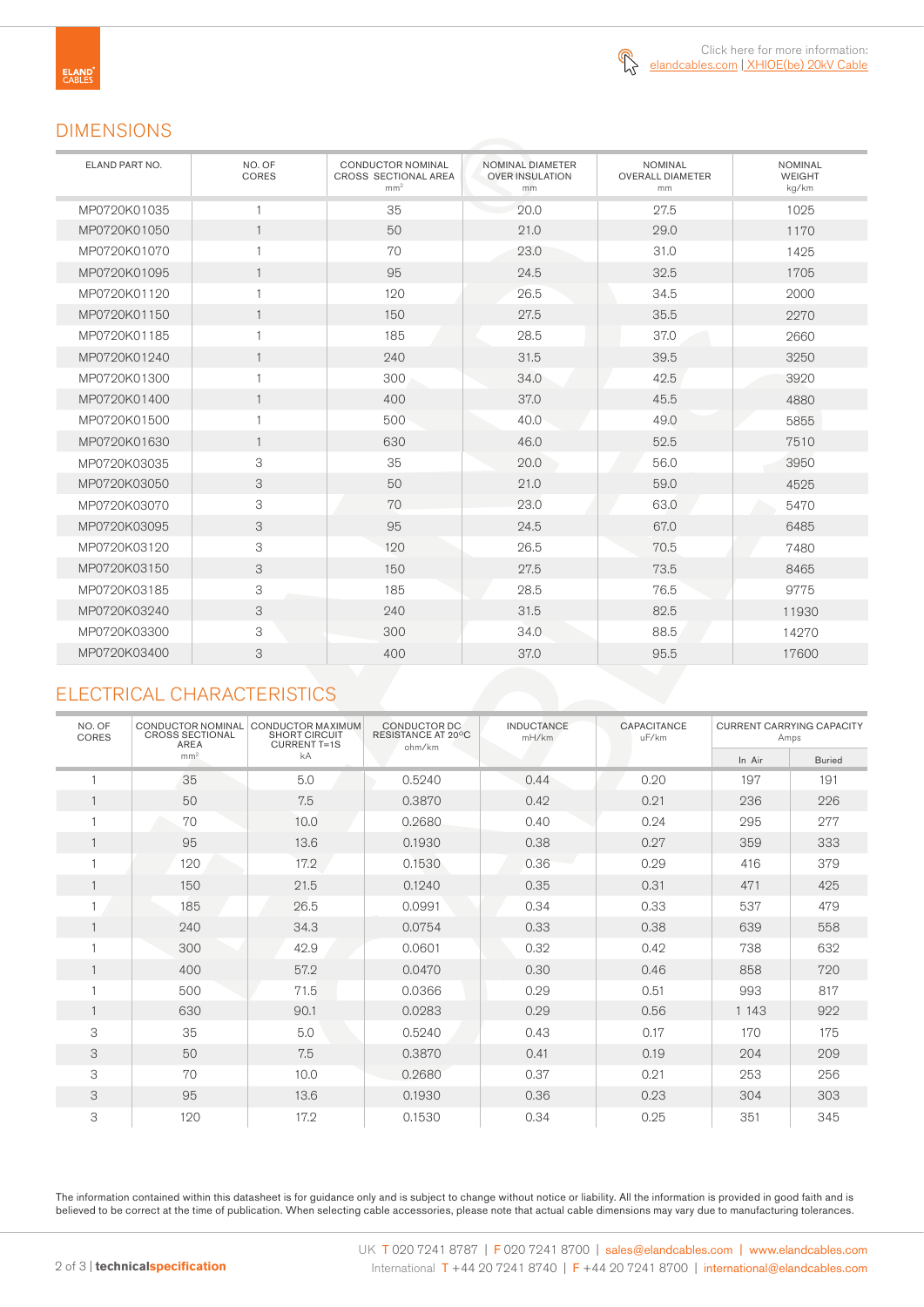## DIMENSIONS

| ELAND PART NO. | NO. OF CORES | CONDUCTOR NOMINAL CROSS SECTIONAL AREA $mm^2$ | NOMINAL DIAMETER OVER INSULATION mm | NOMINAL OVERALL DIAMETER mm | NOMINAL WEIGHT kg/km |
|---|---|---|---|---|---|
| MP0720K01035 | 1 | 35 | 20.0 | 27.5 | 1025 |
| MP0720K01050 | 1 | 50 | 21.0 | 29.0 | 1170 |
| MP0720K01070 | 1 | 70 | 23.0 | 31.0 | 1425 |
| MP0720K01095 | 1 | 95 | 24.5 | 32.5 | 1705 |
| MP0720K01120 | 1 | 120 | 26.5 | 34.5 | 2000 |
| MP0720K01150 | 1 | 150 | 27.5 | 35.5 | 2270 |
| MP0720K01185 | 1 | 185 | 28.5 | 37.0 | 2660 |
| MP0720K01240 | 1 | 240 | 31.5 | 39.5 | 3250 |
| MP0720K01300 | 1 | 300 | 34.0 | 42.5 | 3920 |
| MP0720K01400 | 1 | 400 | 37.0 | 45.5 | 4880 |
| MP0720K01500 | 1 | 500 | 40.0 | 49.0 | 5855 |
| MP0720K01630 | 1 | 630 | 46.0 | 52.5 | 7510 |
| MP0720K03035 | 3 | 35 | 20.0 | 56.0 | 3950 |
| MP0720K03050 | 3 | 50 | 21.0 | 59.0 | 4525 |
| MP0720K03070 | 3 | 70 | 23.0 | 63.0 | 5470 |
| MP0720K03095 | 3 | 95 | 24.5 | 67.0 | 6485 |
| MP0720K03120 | 3 | 120 | 26.5 | 70.5 | 7480 |
| MP0720K03150 | 3 | 150 | 27.5 | 73.5 | 8465 |
| MP0720K03185 | 3 | 185 | 28.5 | 76.5 | 9775 |
| MP0720K03240 | 3 | 240 | 31.5 | 82.5 | 11930 |
| MP0720K03300 | 3 | 300 | 34.0 | 88.5 | 14270 |
| MP0720K03400 | 3 | 400 | 37.0 | 95.5 | 17600 |

## ELECTRICAL CHARACTERISTICS

| NO. OF CORES | CONDUCTOR NOMINAL CROSS SECTIONAL AREA $mm^2$ | CONDUCTOR MAXIMUM SHORT CIRCUIT CURRENT T=1S kA | CONDUCTOR DC RESISTANCE AT 20°C ohm/km | INDUCTANCE mH/km | CAPACITANCE uF/km | CURRENT CARRYING CAPACITY Amps | |
|---|---|---|---|---|---|---|---|
| | | | | | | In Air | Buried |
| 1 | 35 | 5.0 | 0.5240 | 0.44 | 0.20 | 197 | 191 |
| 1 | 50 | 7.5 | 0.3870 | 0.42 | 0.21 | 236 | 226 |
| 1 | 70 | 10.0 | 0.2680 | 0.40 | 0.24 | 295 | 277 |
| 1 | 95 | 13.6 | 0.1930 | 0.38 | 0.27 | 359 | 333 |
| 1 | 120 | 17.2 | 0.1530 | 0.36 | 0.29 | 416 | 379 |
| 1 | 150 | 21.5 | 0.1240 | 0.35 | 0.31 | 471 | 425 |
| 1 | 185 | 26.5 | 0.0991 | 0.34 | 0.33 | 537 | 479 |
| 1 | 240 | 34.3 | 0.0754 | 0.33 | 0.38 | 639 | 558 |
| 1 | 300 | 42.9 | 0.0601 | 0.32 | 0.42 | 738 | 632 |
| 1 | 400 | 57.2 | 0.0470 | 0.30 | 0.46 | 858 | 720 |
| 1 | 500 | 71.5 | 0.0366 | 0.29 | 0.51 | 993 | 817 |
| 1 | 630 | 90.1 | 0.0283 | 0.29 | 0.56 | 1 143 | 922 |
| 3 | 35 | 5.0 | 0.5240 | 0.43 | 0.17 | 170 | 175 |
| 3 | 50 | 7.5 | 0.3870 | 0.41 | 0.19 | 204 | 209 |
| 3 | 70 | 10.0 | 0.2680 | 0.37 | 0.21 | 253 | 256 |
| 3 | 95 | 13.6 | 0.1930 | 0.36 | 0.23 | 304 | 303 |
| 3 | 120 | 17.2 | 0.1530 | 0.34 | 0.25 | 351 | 345 |

The information contained within this datasheet is for guidance only and is subject to change without notice or liability. All the information is provided in good faith and is believed to be correct at the time of publication. When selecting cable accessories, please note that actual cable dimensions may vary due to manufacturing tolerances.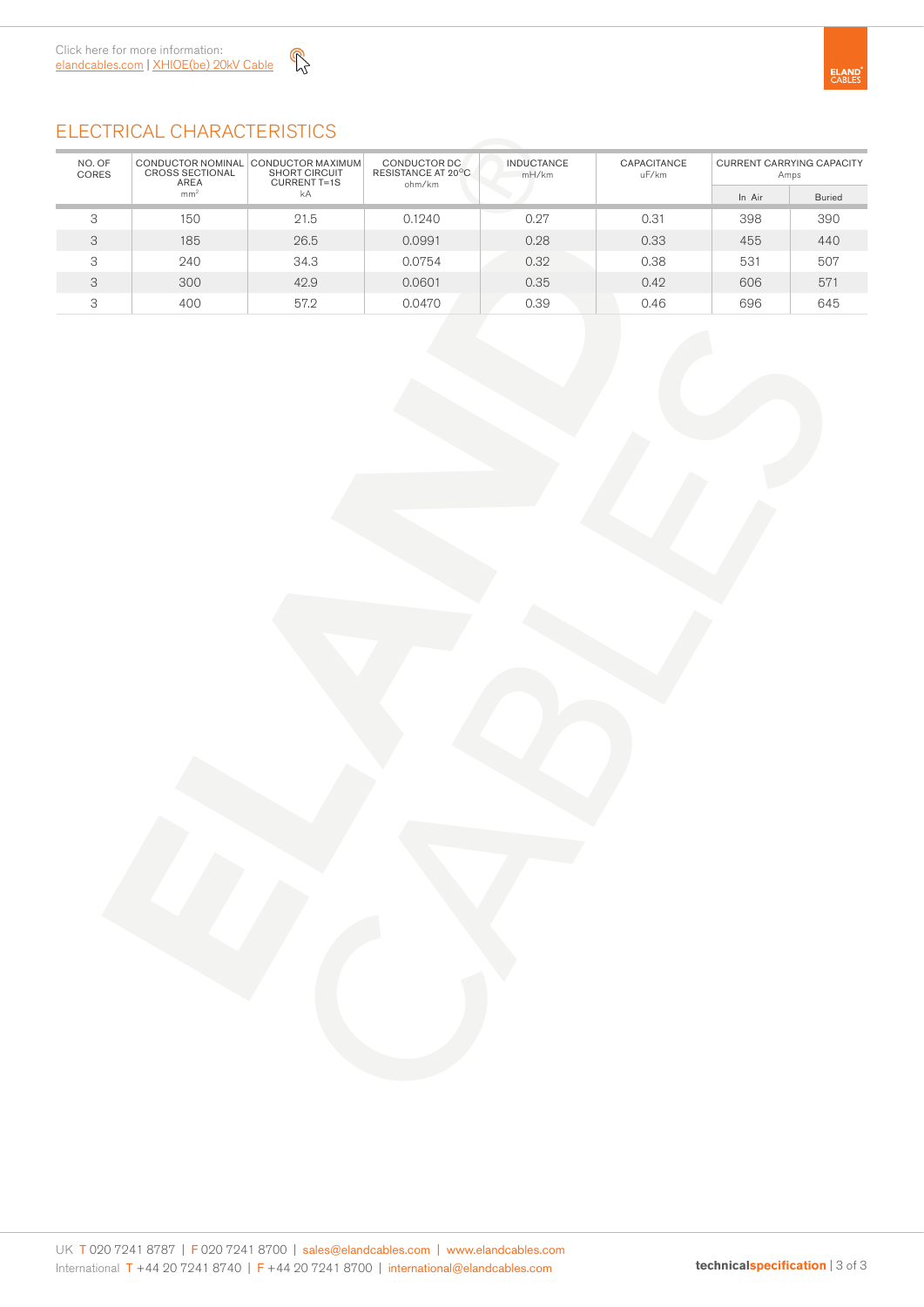Click here for more information:
elandcables.com | XHIOE(be) 20kV Cable

## ELECTRICAL CHARACTERISTICS

| NO. OF CORES | CONDUCTOR NOMINAL CROSS SECTIONAL AREA $mm^2$ | CONDUCTOR MAXIMUM SHORT CIRCUIT CURRENT T=1S kA | CONDUCTOR DC RESISTANCE AT 20°C ohm/km | INDUCTANCE mH/km | CAPACITANCE uF/km | CURRENT CARRYING CAPACITY Amps | |
|---|---|---|---|---|---|---|---|
| | | | | | | In Air | Buried |
| 3 | 150 | 21.5 | 0.1240 | 0.27 | 0.31 | 398 | 390 |
| 3 | 185 | 26.5 | 0.0991 | 0.28 | 0.33 | 455 | 440 |
| 3 | 240 | 34.3 | 0.0754 | 0.32 | 0.38 | 531 | 507 |
| 3 | 300 | 42.9 | 0.0601 | 0.35 | 0.42 | 606 | 571 |
| 3 | 400 | 57.2 | 0.0470 | 0.39 | 0.46 | 696 | 645 |

UK T 020 7241 8787 | F 020 7241 8700 | sales@elandcables.com | www.elandcables.com
International T +44 20 7241 8740 | F +44 20 7241 8700 | international@elandcables.com